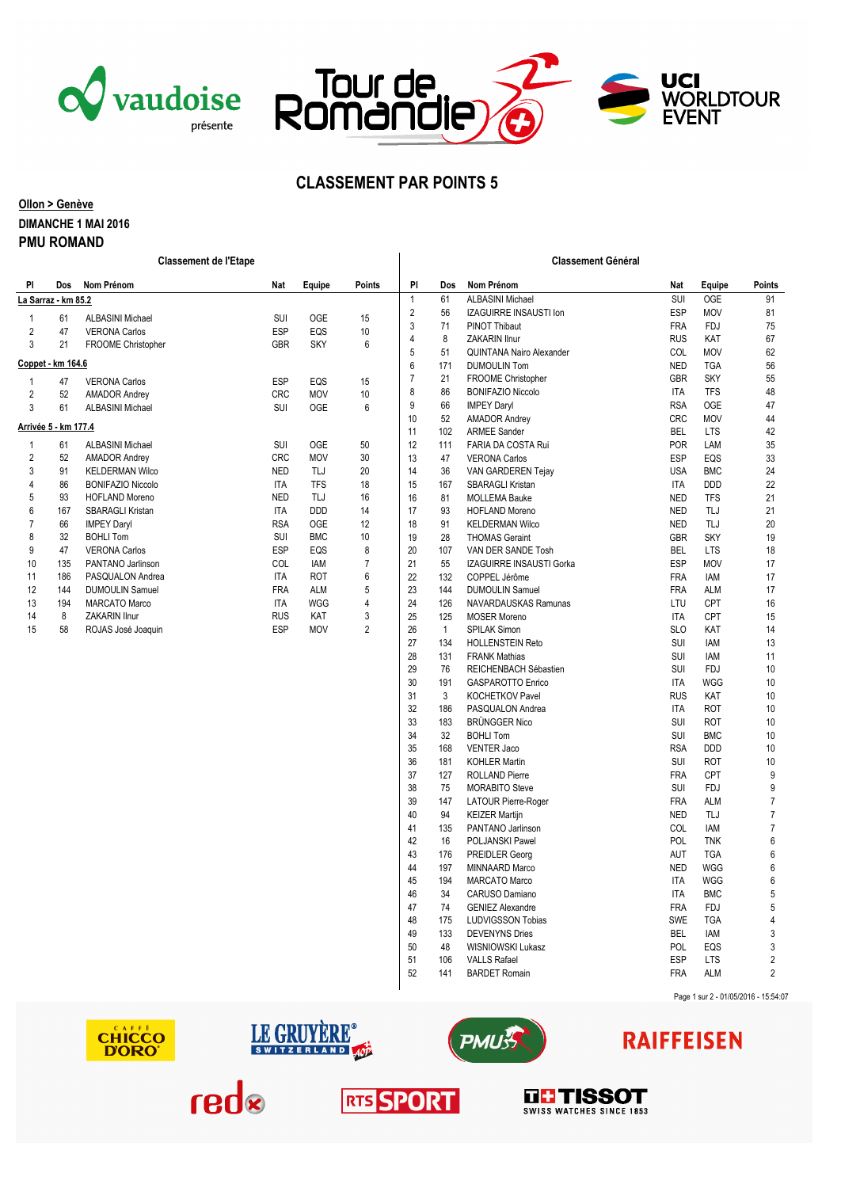# CLASSEMENT PAR POINTS 5

**Ollon > Genève**

**DIMANCHE 1 MAI 2016**

**PMU ROMAND**

## Classement de l'Etape

**La Sarraz - km 85.2**

| Pl | Dos | Nom Prénom | Nat | Equipe | Points |
|---|---|---|---|---|---|
| 1 | 61 | ALBASINI Michael | SUI | OGE | 15 |
| 2 | 47 | VERONA Carlos | ESP | EQS | 10 |
| 3 | 21 | FROOME Christopher | GBR | SKY | 6 |

**Coppet - km 164.6**

| Pl | Dos | Nom Prénom | Nat | Equipe | Points |
|---|---|---|---|---|---|
| 1 | 47 | VERONA Carlos | ESP | EQS | 15 |
| 2 | 52 | AMADOR Andrey | CRC | MOV | 10 |
| 3 | 61 | ALBASINI Michael | SUI | OGE | 6 |

**Arrivée 5 - km 177.4**

| Pl | Dos | Nom Prénom | Nat | Equipe | Points |
|---|---|---|---|---|---|
| 1 | 61 | ALBASINI Michael | SUI | OGE | 50 |
| 2 | 52 | AMADOR Andrey | CRC | MOV | 30 |
| 3 | 91 | KELDERMAN Wilco | NED | TLJ | 20 |
| 4 | 86 | BONIFAZIO Niccolo | ITA | TFS | 18 |
| 5 | 93 | HOFLAND Moreno | NED | TLJ | 16 |
| 6 | 167 | SBARAGLI Kristan | ITA | DDD | 14 |
| 7 | 66 | IMPEY Daryl | RSA | OGE | 12 |
| 8 | 32 | BOHLI Tom | SUI | BMC | 10 |
| 9 | 47 | VERONA Carlos | ESP | EQS | 8 |
| 10 | 135 | PANTANO Jarlinson | COL | IAM | 7 |
| 11 | 186 | PASQUALON Andrea | ITA | ROT | 6 |
| 12 | 144 | DUMOULIN Samuel | FRA | ALM | 5 |
| 13 | 194 | MARCATO Marco | ITA | WGG | 4 |
| 14 | 8 | ZAKARIN Ilnur | RUS | KAT | 3 |
| 15 | 58 | ROJAS José Joaquin | ESP | MOV | 2 |

## Classement Général

| Pl | Dos | Nom Prénom | Nat | Equipe | Points |
|---|---|---|---|---|---|
| 1 | 61 | ALBASINI Michael | SUI | OGE | 91 |
| 2 | 56 | IZAGUIRRE INSAUSTI Ion | ESP | MOV | 81 |
| 3 | 71 | PINOT Thibaut | FRA | FDJ | 75 |
| 4 | 8 | ZAKARIN Ilnur | RUS | KAT | 67 |
| 5 | 51 | QUINTANA Nairo Alexander | COL | MOV | 62 |
| 6 | 171 | DUMOULIN Tom | NED | TGA | 56 |
| 7 | 21 | FROOME Christopher | GBR | SKY | 55 |
| 8 | 86 | BONIFAZIO Niccolo | ITA | TFS | 48 |
| 9 | 66 | IMPEY Daryl | RSA | OGE | 47 |
| 10 | 52 | AMADOR Andrey | CRC | MOV | 44 |
| 11 | 102 | ARMEE Sander | BEL | LTS | 42 |
| 12 | 111 | FARIA DA COSTA Rui | POR | LAM | 35 |
| 13 | 47 | VERONA Carlos | ESP | EQS | 33 |
| 14 | 36 | VAN GARDEREN Tejay | USA | BMC | 24 |
| 15 | 167 | SBARAGLI Kristan | ITA | DDD | 22 |
| 16 | 81 | MOLLEMA Bauke | NED | TFS | 21 |
| 17 | 93 | HOFLAND Moreno | NED | TLJ | 21 |
| 18 | 91 | KELDERMAN Wilco | NED | TLJ | 20 |
| 19 | 28 | THOMAS Geraint | GBR | SKY | 19 |
| 20 | 107 | VAN DER SANDE Tosh | BEL | LTS | 18 |
| 21 | 55 | IZAGUIRRE INSAUSTI Gorka | ESP | MOV | 17 |
| 22 | 132 | COPPEL Jérôme | FRA | IAM | 17 |
| 23 | 144 | DUMOULIN Samuel | FRA | ALM | 17 |
| 24 | 126 | NAVARDAUSKAS Ramunas | LTU | CPT | 16 |
| 25 | 125 | MOSER Moreno | ITA | CPT | 15 |
| 26 | 1 | SPILAK Simon | SLO | KAT | 14 |
| 27 | 134 | HOLLENSTEIN Reto | SUI | IAM | 13 |
| 28 | 131 | FRANK Mathias | SUI | IAM | 11 |
| 29 | 76 | REICHENBACH Sébastien | SUI | FDJ | 10 |
| 30 | 191 | GASPAROTTO Enrico | ITA | WGG | 10 |
| 31 | 3 | KOCHETKOV Pavel | RUS | KAT | 10 |
| 32 | 186 | PASQUALON Andrea | ITA | ROT | 10 |
| 33 | 183 | BRÜNGGER Nico | SUI | ROT | 10 |
| 34 | 32 | BOHLI Tom | SUI | BMC | 10 |
| 35 | 168 | VENTER Jaco | RSA | DDD | 10 |
| 36 | 181 | KOHLER Martin | SUI | ROT | 10 |
| 37 | 127 | ROLLAND Pierre | FRA | CPT | 9 |
| 38 | 75 | MORABITO Steve | SUI | FDJ | 9 |
| 39 | 147 | LATOUR Pierre-Roger | FRA | ALM | 7 |
| 40 | 94 | KEIZER Martijn | NED | TLJ | 7 |
| 41 | 135 | PANTANO Jarlinson | COL | IAM | 7 |
| 42 | 16 | POLJANSKI Pawel | POL | TNK | 6 |
| 43 | 176 | PREIDLER Georg | AUT | TGA | 6 |
| 44 | 197 | MINNAARD Marco | NED | WGG | 6 |
| 45 | 194 | MARCATO Marco | ITA | WGG | 6 |
| 46 | 34 | CARUSO Damiano | ITA | BMC | 5 |
| 47 | 74 | GENIEZ Alexandre | FRA | FDJ | 5 |
| 48 | 175 | LUDVIGSSON Tobias | SWE | TGA | 4 |
| 49 | 133 | DEVENYNS Dries | BEL | IAM | 3 |
| 50 | 48 | WISNIOWSKI Lukasz | POL | EQS | 3 |
| 51 | 106 | VALLS Rafael | ESP | LTS | 2 |
| 52 | 141 | BARDET Romain | FRA | ALM | 2 |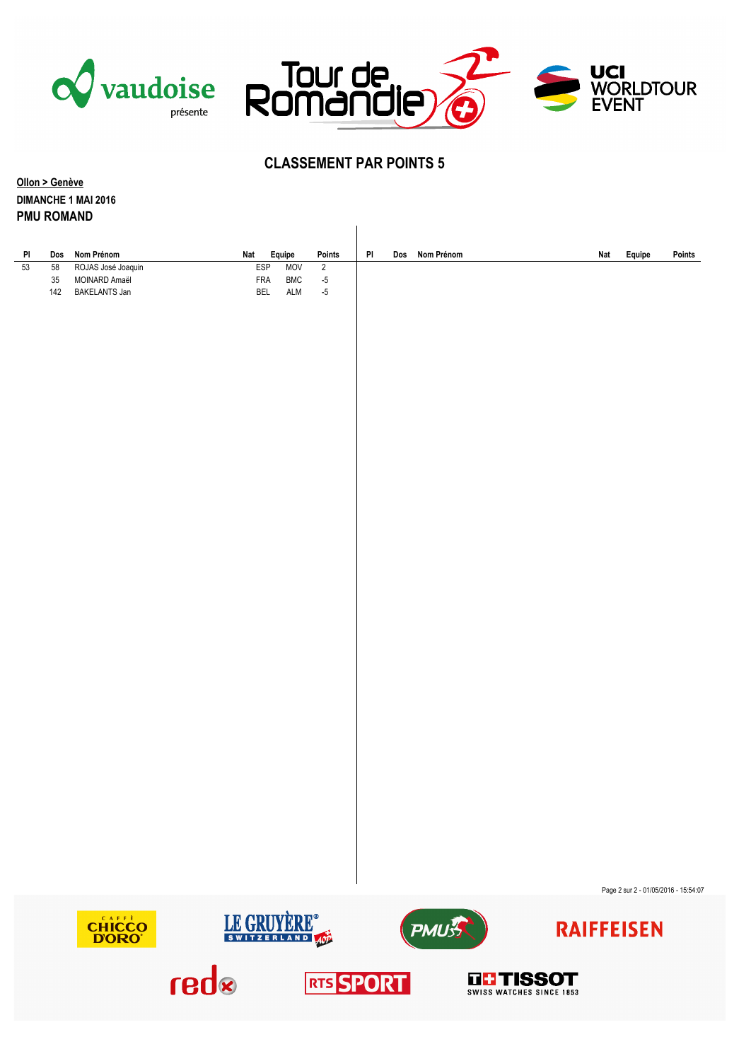## CLASSEMENT PAR POINTS 5

**Ollon > Genève**

**DIMANCHE 1 MAI 2016**

**PMU ROMAND**

| Pl | Dos | Nom Prénom | Nat | Equipe | Points |
|---|---|---|---|---|---|
| 53 | 58 | ROJAS José Joaquin | ESP | MOV | 2 |
| | 35 | MOINARD Amaël | FRA | BMC | -5 |
| | 142 | BAKELANTS Jan | BEL | ALM | -5 |

01/05/2016 - 15:54:07